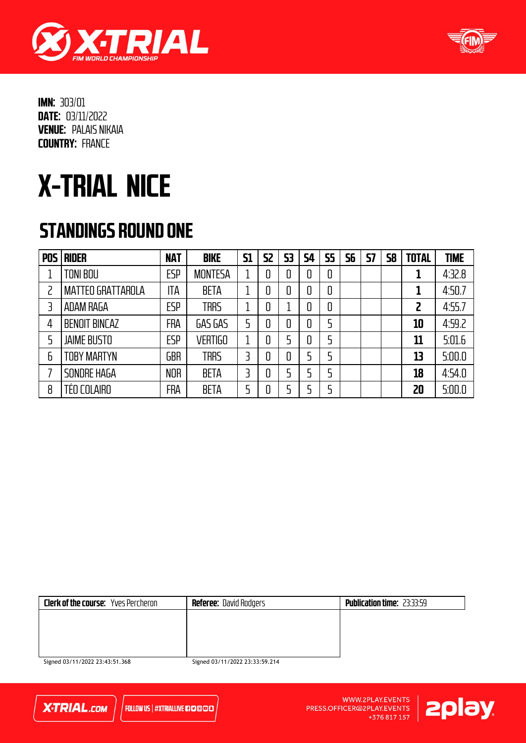**IMN:** 303/01
**DATE:** 03/11/2022
**VENUE:** PALAIS NIKAIA
**COUNTRY:** FRANCE

# X-TRIAL NICE

## STANDINGS ROUND ONE

| POS | RIDER | NAT | BIKE | S1 | S2 | S3 | S4 | S5 | S6 | S7 | S8 | TOTAL | TIME |
|---|---|---|---|---|---|---|---|---|---|---|---|---|---|
| 1 | TONI BOU | ESP | MONTESA | 1 | 0 | 0 | 0 | 0 | | | | **1** | 4:32.8 |
| 2 | MATTEO GRATTAROLA | ITA | BETA | 1 | 0 | 0 | 0 | 0 | | | | **1** | 4:50.7 |
| 3 | ADAM RAGA | ESP | TRRS | 1 | 0 | 1 | 0 | 0 | | | | **2** | 4:55.7 |
| 4 | BENOIT BINCAZ | FRA | GAS GAS | 5 | 0 | 0 | 0 | 5 | | | | **10** | 4:59.2 |
| 5 | JAIME BUSTO | ESP | VERTIGO | 1 | 0 | 5 | 0 | 5 | | | | **11** | 5:01.6 |
| 6 | TOBY MARTYN | GBR | TRRS | 3 | 0 | 0 | 5 | 5 | | | | **13** | 5:00.0 |
| 7 | SONDRE HAGA | NOR | BETA | 3 | 0 | 5 | 5 | 5 | | | | **18** | 4:54.0 |
| 8 | TÉO COLAIRO | FRA | BETA | 5 | 0 | 5 | 5 | 5 | | | | **20** | 5:00.0 |

| **Clerk of the course:** Yves Percheron | **Referee:** David Rodgers | **Publication time:** 23:33:59 |
|---|---|---|
| Signed 03/11/2022 23:43:51.368 | Signed 03/11/2022 23:33:59.214 | |

X-TRIAL.com | FOLLOW US | #XTRIALLIVE

WWW.2PLAY.EVENTS
PRESS.OFFICER@2PLAY.EVENTS
+376 817 157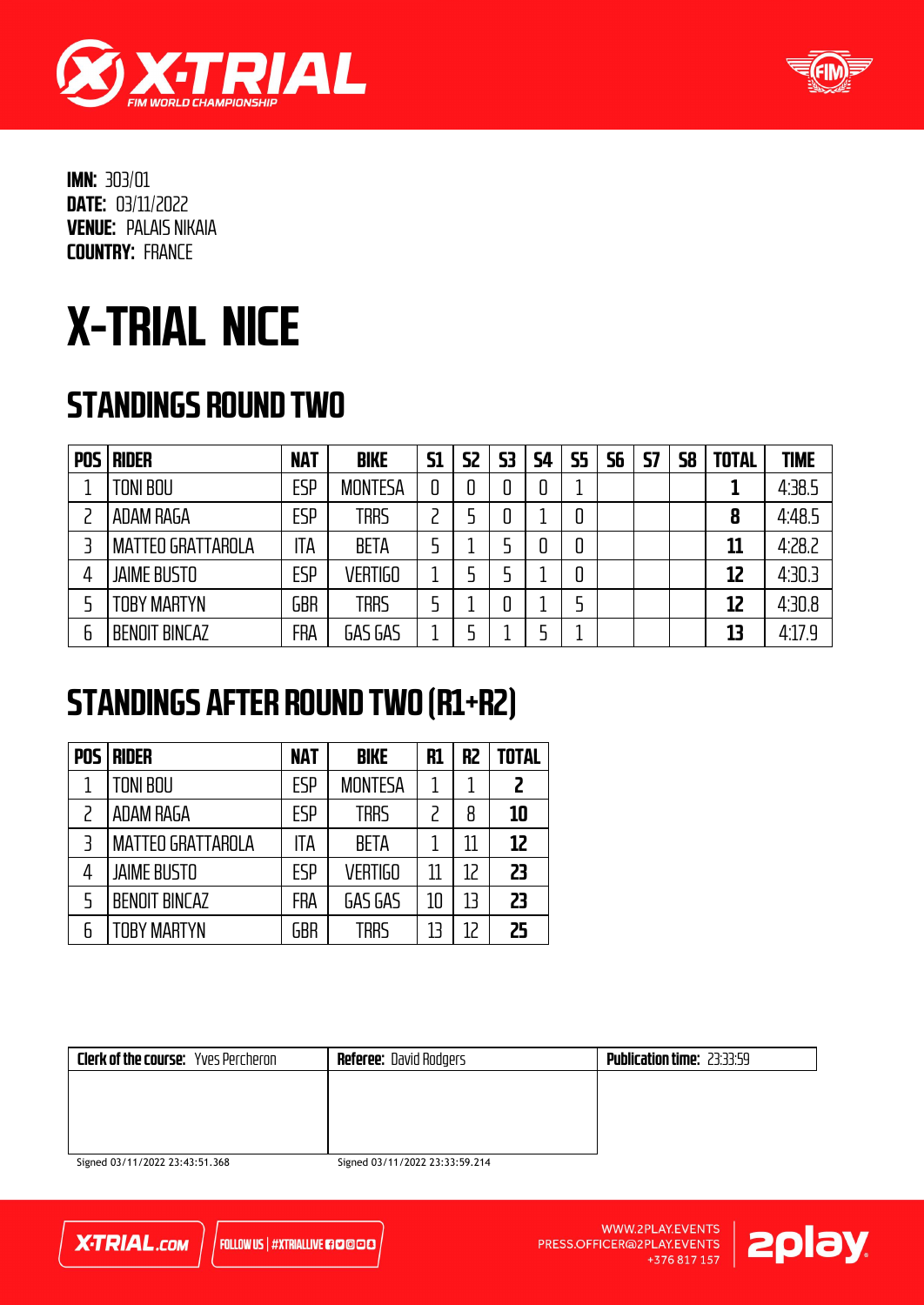**IMN:** 303/01
**DATE:** 03/11/2022
**VENUE:** PALAIS NIKAIA
**COUNTRY:** FRANCE

# X-TRIAL NICE

## STANDINGS ROUND TWO

| POS | RIDER | NAT | BIKE | S1 | S2 | S3 | S4 | S5 | S6 | S7 | S8 | TOTAL | TIME |
|---|---|---|---|---|---|---|---|---|---|---|---|---|---|
| 1 | TONI BOU | ESP | MONTESA | 0 | 0 | 0 | 0 | 1 | | | | **1** | 4:38.5 |
| 2 | ADAM RAGA | ESP | TRRS | 2 | 5 | 0 | 1 | 0 | | | | **8** | 4:48.5 |
| 3 | MATTEO GRATTAROLA | ITA | BETA | 5 | 1 | 5 | 0 | 0 | | | | **11** | 4:28.2 |
| 4 | JAIME BUSTO | ESP | VERTIGO | 1 | 5 | 5 | 1 | 0 | | | | **12** | 4:30.3 |
| 5 | TOBY MARTYN | GBR | TRRS | 5 | 1 | 0 | 1 | 5 | | | | **12** | 4:30.8 |
| 6 | BENOIT BINCAZ | FRA | GAS GAS | 1 | 5 | 1 | 5 | 1 | | | | **13** | 4:17.9 |

## STANDINGS AFTER ROUND TWO (R1+R2)

| POS | RIDER | NAT | BIKE | R1 | R2 | TOTAL |
|---|---|---|---|---|---|---|
| 1 | TONI BOU | ESP | MONTESA | 1 | 1 | **2** |
| 2 | ADAM RAGA | ESP | TRRS | 2 | 8 | **10** |
| 3 | MATTEO GRATTAROLA | ITA | BETA | 1 | 11 | **12** |
| 4 | JAIME BUSTO | ESP | VERTIGO | 11 | 12 | **23** |
| 5 | BENOIT BINCAZ | FRA | GAS GAS | 10 | 13 | **23** |
| 6 | TOBY MARTYN | GBR | TRRS | 13 | 12 | **25** |

| **Clerk of the course:** Yves Percheron | **Referee:** David Rodgers | **Publication time:** 23:33:59 |
|---|---|---|
| Signed 03/11/2022 23:43:51.368 | Signed 03/11/2022 23:33:59.214 | |

X-TRIAL.COM | FOLLOW US | #XTRIALLIVE

WWW.2PLAY.EVENTS
PRESS.OFFICER@2PLAY.EVENTS
+376 817 157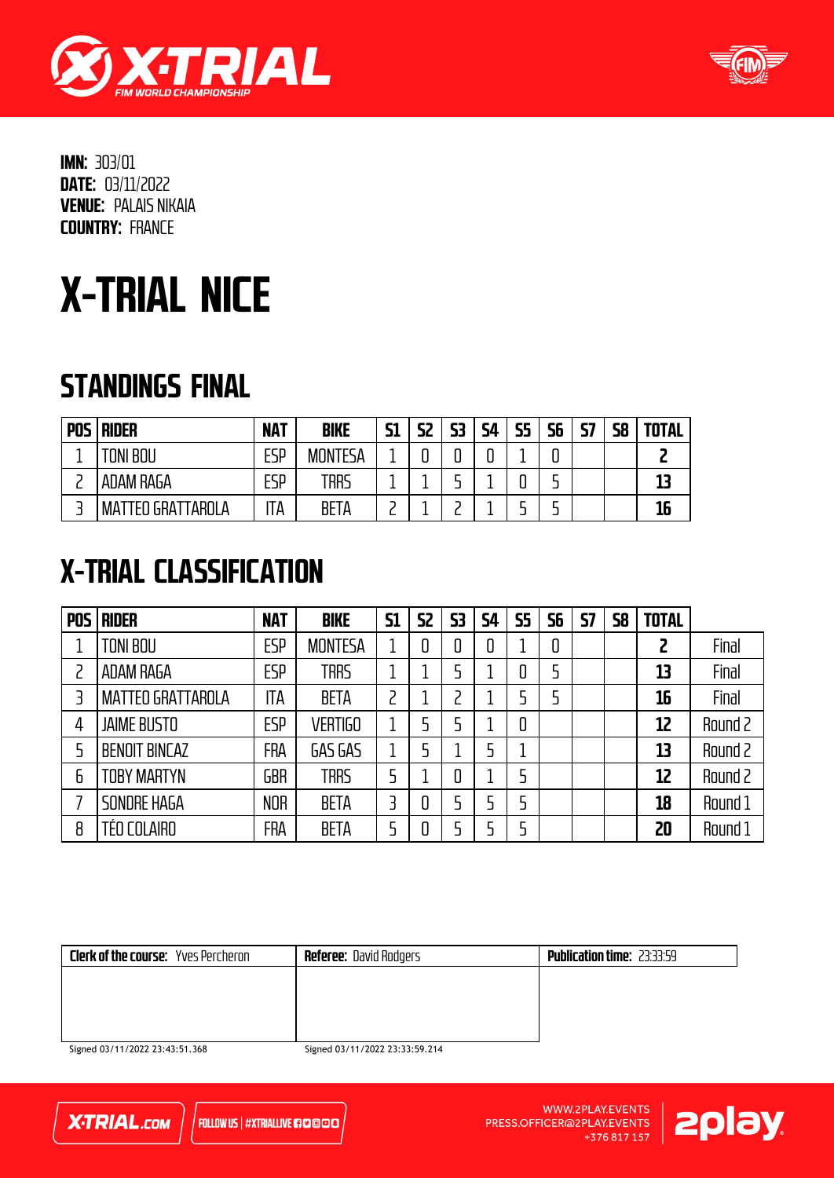**IMN:** 303/01
**DATE:** 03/11/2022
**VENUE:** PALAIS NIKAIA
**COUNTRY:** FRANCE

# X-TRIAL NICE

## STANDINGS FINAL

| POS | RIDER | NAT | BIKE | S1 | S2 | S3 | S4 | S5 | S6 | S7 | S8 | TOTAL |
|---|---|---|---|---|---|---|---|---|---|---|---|---|
| 1 | TONI BOU | ESP | MONTESA | 1 | 0 | 0 | 0 | 1 | 0 | | | **2** |
| 2 | ADAM RAGA | ESP | TRRS | 1 | 1 | 5 | 1 | 0 | 5 | | | **13** |
| 3 | MATTEO GRATTAROLA | ITA | BETA | 2 | 1 | 2 | 1 | 5 | 5 | | | **16** |

## X-TRIAL CLASSIFICATION

| POS | RIDER | NAT | BIKE | S1 | S2 | S3 | S4 | S5 | S6 | S7 | S8 | TOTAL | |
|---|---|---|---|---|---|---|---|---|---|---|---|---|---|
| 1 | TONI BOU | ESP | MONTESA | 1 | 0 | 0 | 0 | 1 | 0 | | | **2** | Final |
| 2 | ADAM RAGA | ESP | TRRS | 1 | 1 | 5 | 1 | 0 | 5 | | | **13** | Final |
| 3 | MATTEO GRATTAROLA | ITA | BETA | 2 | 1 | 2 | 1 | 5 | 5 | | | **16** | Final |
| 4 | JAIME BUSTO | ESP | VERTIGO | 1 | 5 | 5 | 1 | 0 | | | | **12** | Round 2 |
| 5 | BENOIT BINCAZ | FRA | GAS GAS | 1 | 5 | 1 | 5 | 1 | | | | **13** | Round 2 |
| 6 | TOBY MARTYN | GBR | TRRS | 5 | 1 | 0 | 1 | 5 | | | | **12** | Round 2 |
| 7 | SONDRE HAGA | NOR | BETA | 3 | 0 | 5 | 5 | 5 | | | | **18** | Round 1 |
| 8 | TÉO COLAIRO | FRA | BETA | 5 | 0 | 5 | 5 | 5 | | | | **20** | Round 1 |

| **Clerk of the course:** Yves Percheron | **Referee:** David Rodgers | **Publication time:** 23:33:59 |
|---|---|---|
| Signed 03/11/2022 23:43:51.368 | Signed 03/11/2022 23:33:59.214 | |

X-TRIAL.COM | FOLLOW US | #XTRIALLIVE

WWW.2PLAY.EVENTS
PRESS.OFFICER@2PLAY.EVENTS
+376 817 157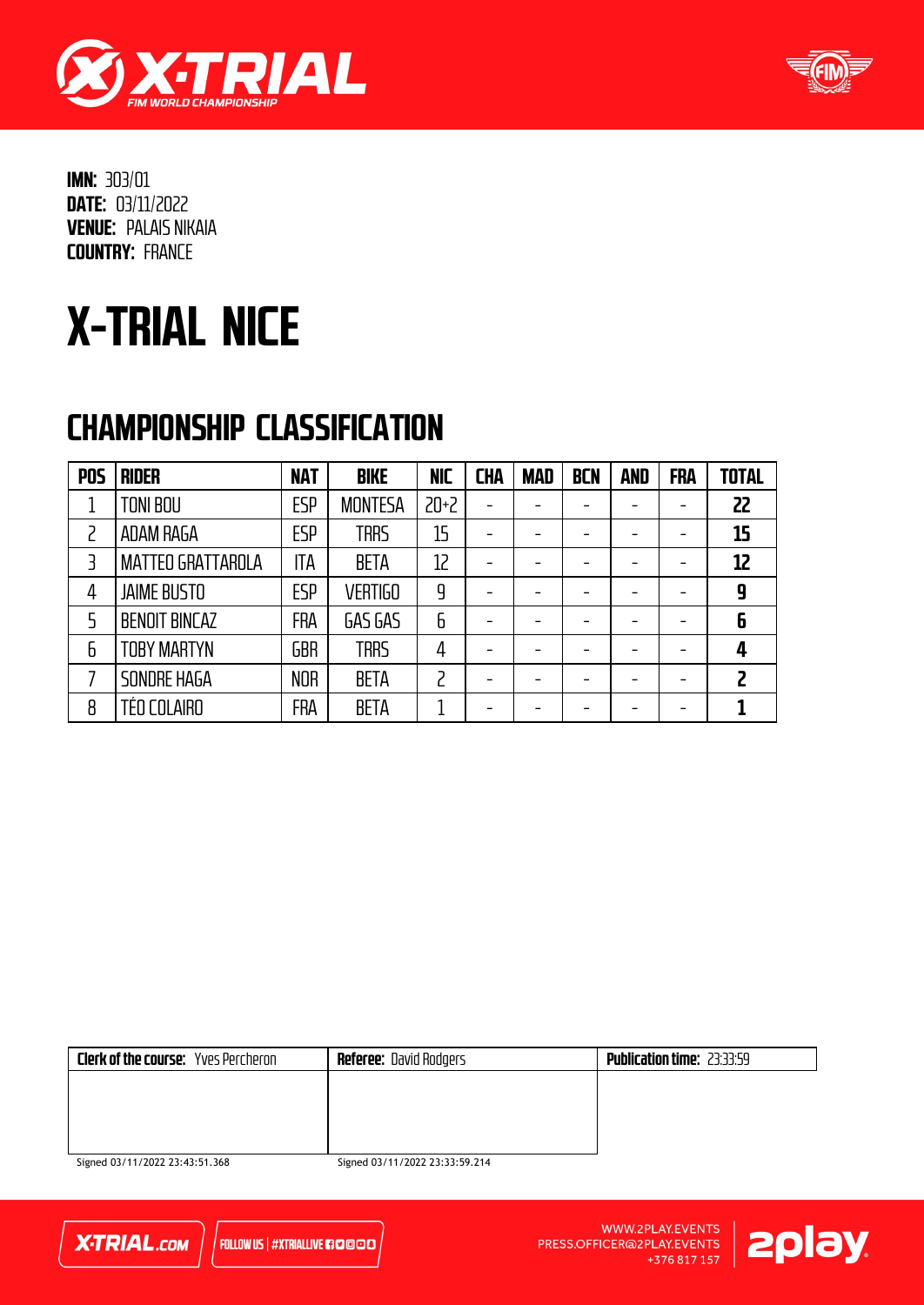**IMN:** 303/01
**DATE:** 03/11/2022
**VENUE:** PALAIS NIKAIA
**COUNTRY:** FRANCE

# X-TRIAL NICE

## CHAMPIONSHIP CLASSIFICATION

| POS | RIDER | NAT | BIKE | NIC | CHA | MAD | BCN | AND | FRA | TOTAL |
|---|---|---|---|---|---|---|---|---|---|---|
| 1 | TONI BOU | ESP | MONTESA | 20+2 | - | - | - | - | - | **22** |
| 2 | ADAM RAGA | ESP | TRRS | 15 | - | - | - | - | - | **15** |
| 3 | MATTEO GRATTAROLA | ITA | BETA | 12 | - | - | - | - | - | **12** |
| 4 | JAIME BUSTO | ESP | VERTIGO | 9 | - | - | - | - | - | **9** |
| 5 | BENOIT BINCAZ | FRA | GAS GAS | 6 | - | - | - | - | - | **6** |
| 6 | TOBY MARTYN | GBR | TRRS | 4 | - | - | - | - | - | **4** |
| 7 | SONDRE HAGA | NOR | BETA | 2 | - | - | - | - | - | **2** |
| 8 | TÉO COLAIRO | FRA | BETA | 1 | - | - | - | - | - | **1** |

| Clerk of the course: Yves Percheron | Referee: David Rodgers | Publication time: 23:33:59 |
|---|---|---|
| Signed 03/11/2022 23:43:51.368 | Signed 03/11/2022 23:33:59.214 | |

X-TRIAL.com | FOLLOW US | #XTRIALLIVE

WWW.2PLAY.EVENTS
PRESS.OFFICER@2PLAY.EVENTS
+376 817 157